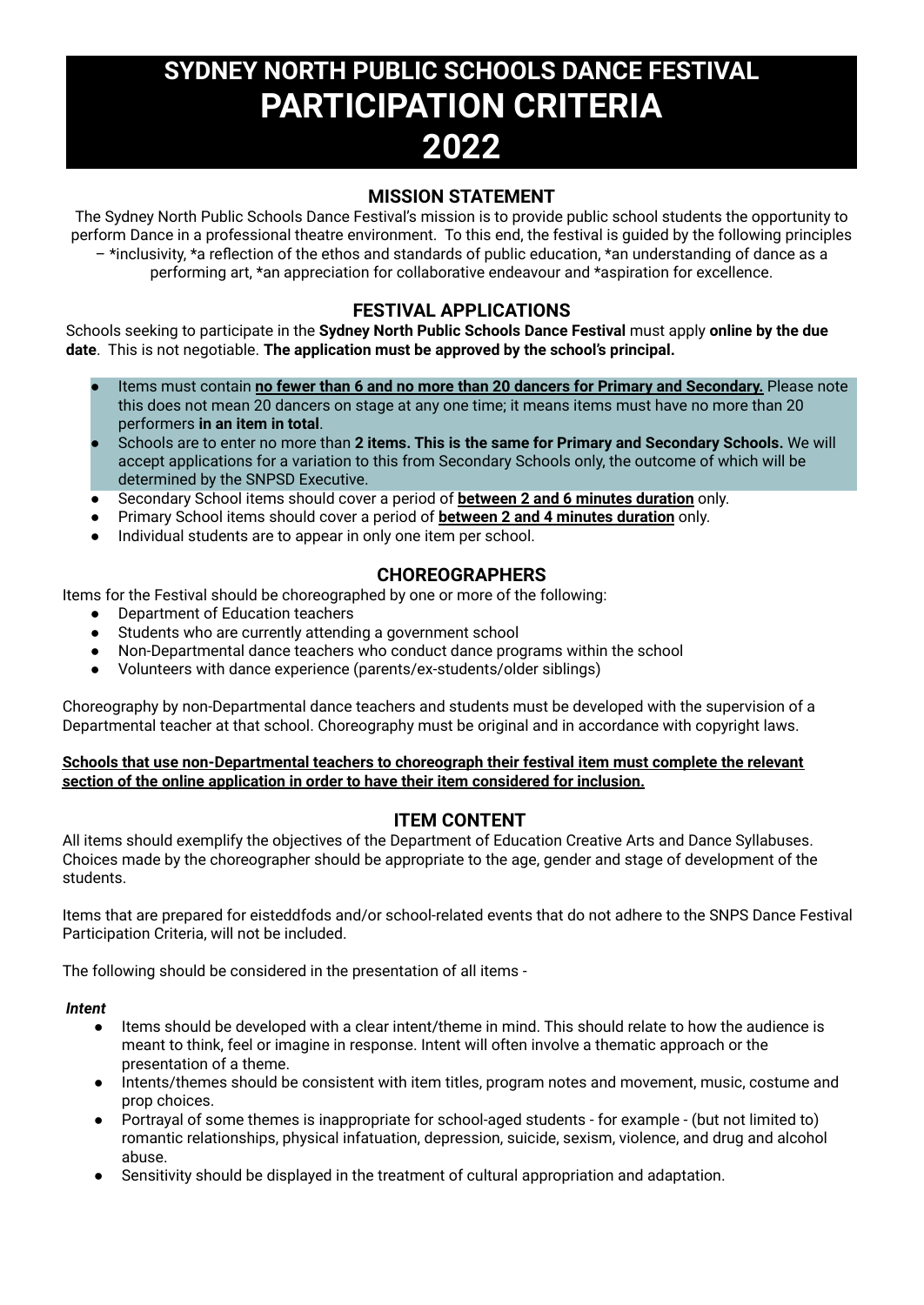# SYDNEY NORTH PUBLIC SCHOOLS DANCE FESTIVAL
# PARTICIPATION CRITERIA
# 2022

## MISSION STATEMENT

The Sydney North Public Schools Dance Festival's mission is to provide public school students the opportunity to perform Dance in a professional theatre environment. To this end, the festival is guided by the following principles – *inclusivity, *a reflection of the ethos and standards of public education, *an understanding of dance as a performing art, *an appreciation for collaborative endeavour and *aspiration for excellence.

## FESTIVAL APPLICATIONS

Schools seeking to participate in the **Sydney North Public Schools Dance Festival** must apply **online by the due date**. This is not negotiable. **The application must be approved by the school's principal.**

- Items must contain **no fewer than 6 and no more than 20 dancers for Primary and Secondary.** Please note this does not mean 20 dancers on stage at any one time; it means items must have no more than 20 performers **in an item in total**.
- Schools are to enter no more than **2 items. This is the same for Primary and Secondary Schools.** We will accept applications for a variation to this from Secondary Schools only, the outcome of which will be determined by the SNPSD Executive.
- Secondary School items should cover a period of **between 2 and 6 minutes duration** only.
- Primary School items should cover a period of **between 2 and 4 minutes duration** only.
- Individual students are to appear in only one item per school.

## CHOREOGRAPHERS

Items for the Festival should be choreographed by one or more of the following:

- Department of Education teachers
- Students who are currently attending a government school
- Non-Departmental dance teachers who conduct dance programs within the school
- Volunteers with dance experience (parents/ex-students/older siblings)

Choreography by non-Departmental dance teachers and students must be developed with the supervision of a Departmental teacher at that school. Choreography must be original and in accordance with copyright laws.

**Schools that use non-Departmental teachers to choreograph their festival item must complete the relevant section of the online application in order to have their item considered for inclusion.**

## ITEM CONTENT

All items should exemplify the objectives of the Department of Education Creative Arts and Dance Syllabuses. Choices made by the choreographer should be appropriate to the age, gender and stage of development of the students.

Items that are prepared for eisteddfods and/or school-related events that do not adhere to the SNPS Dance Festival Participation Criteria, will not be included.

The following should be considered in the presentation of all items -

***Intent***

- Items should be developed with a clear intent/theme in mind. This should relate to how the audience is meant to think, feel or imagine in response. Intent will often involve a thematic approach or the presentation of a theme.
- Intents/themes should be consistent with item titles, program notes and movement, music, costume and prop choices.
- Portrayal of some themes is inappropriate for school-aged students - for example - (but not limited to) romantic relationships, physical infatuation, depression, suicide, sexism, violence, and drug and alcohol abuse.
- Sensitivity should be displayed in the treatment of cultural appropriation and adaptation.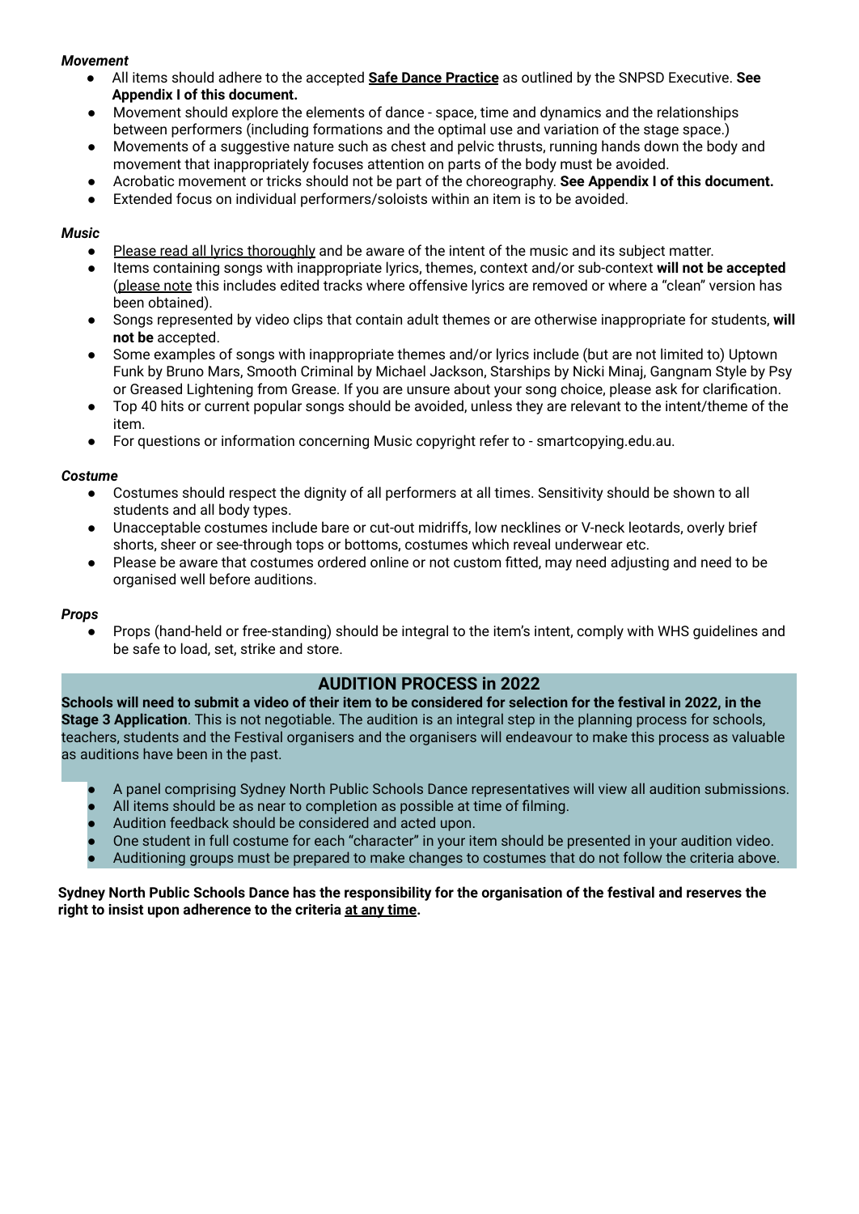***Movement***

- All items should adhere to the accepted **Safe Dance Practice** as outlined by the SNPSD Executive. **See Appendix I of this document.**
- Movement should explore the elements of dance - space, time and dynamics and the relationships between performers (including formations and the optimal use and variation of the stage space.)
- Movements of a suggestive nature such as chest and pelvic thrusts, running hands down the body and movement that inappropriately focuses attention on parts of the body must be avoided.
- Acrobatic movement or tricks should not be part of the choreography. **See Appendix I of this document.**
- Extended focus on individual performers/soloists within an item is to be avoided.

***Music***

- Please read all lyrics thoroughly and be aware of the intent of the music and its subject matter.
- Items containing songs with inappropriate lyrics, themes, context and/or sub-context **will not be accepted** (please note this includes edited tracks where offensive lyrics are removed or where a "clean" version has been obtained).
- Songs represented by video clips that contain adult themes or are otherwise inappropriate for students, **will not be** accepted.
- Some examples of songs with inappropriate themes and/or lyrics include (but are not limited to) Uptown Funk by Bruno Mars, Smooth Criminal by Michael Jackson, Starships by Nicki Minaj, Gangnam Style by Psy or Greased Lightening from Grease. If you are unsure about your song choice, please ask for clarification.
- Top 40 hits or current popular songs should be avoided, unless they are relevant to the intent/theme of the item.
- For questions or information concerning Music copyright refer to - smartcopying.edu.au.

***Costume***

- Costumes should respect the dignity of all performers at all times. Sensitivity should be shown to all students and all body types.
- Unacceptable costumes include bare or cut-out midriffs, low necklines or V-neck leotards, overly brief shorts, sheer or see-through tops or bottoms, costumes which reveal underwear etc.
- Please be aware that costumes ordered online or not custom fitted, may need adjusting and need to be organised well before auditions.

***Props***

- Props (hand-held or free-standing) should be integral to the item's intent, comply with WHS guidelines and be safe to load, set, strike and store.

## AUDITION PROCESS in 2022

**Schools will need to submit a video of their item to be considered for selection for the festival in 2022, in the Stage 3 Application**. This is not negotiable. The audition is an integral step in the planning process for schools, teachers, students and the Festival organisers and the organisers will endeavour to make this process as valuable as auditions have been in the past.

- A panel comprising Sydney North Public Schools Dance representatives will view all audition submissions.
- All items should be as near to completion as possible at time of filming.
- Audition feedback should be considered and acted upon.
- One student in full costume for each "character" in your item should be presented in your audition video.
- Auditioning groups must be prepared to make changes to costumes that do not follow the criteria above.

**Sydney North Public Schools Dance has the responsibility for the organisation of the festival and reserves the right to insist upon adherence to the criteria at any time.**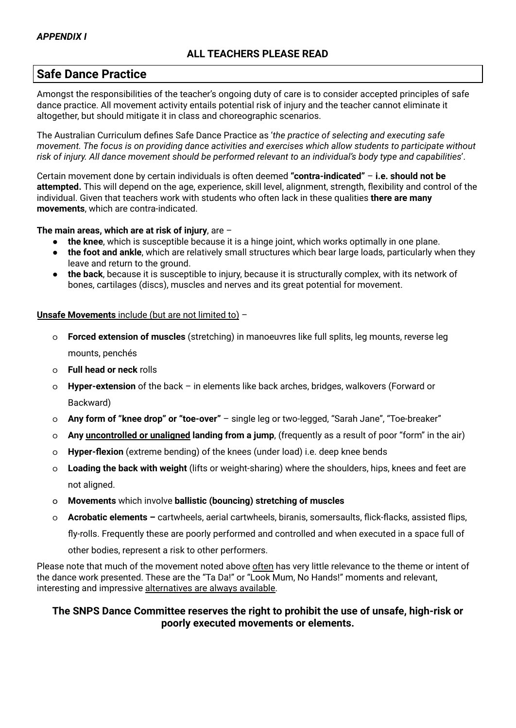***APPENDIX I***

**ALL TEACHERS PLEASE READ**

## Safe Dance Practice

Amongst the responsibilities of the teacher's ongoing duty of care is to consider accepted principles of safe dance practice. All movement activity entails potential risk of injury and the teacher cannot eliminate it altogether, but should mitigate it in class and choreographic scenarios.

The Australian Curriculum defines Safe Dance Practice as '*the practice of selecting and executing safe movement. The focus is on providing dance activities and exercises which allow students to participate without risk of injury. All dance movement should be performed relevant to an individual's body type and capabilities*'.

Certain movement done by certain individuals is often deemed **"contra-indicated"** – **i.e. should not be attempted.** This will depend on the age, experience, skill level, alignment, strength, flexibility and control of the individual. Given that teachers work with students who often lack in these qualities **there are many movements**, which are contra-indicated.

**The main areas, which are at risk of injury**, are –

- **the knee**, which is susceptible because it is a hinge joint, which works optimally in one plane.
- **the foot and ankle**, which are relatively small structures which bear large loads, particularly when they leave and return to the ground.
- **the back**, because it is susceptible to injury, because it is structurally complex, with its network of bones, cartilages (discs), muscles and nerves and its great potential for movement.

<u>**Unsafe Movements** include (but are not limited to)</u> –

- **Forced extension of muscles** (stretching) in manoeuvres like full splits, leg mounts, reverse leg mounts, penchés
- **Full head or neck** rolls
- **Hyper-extension** of the back – in elements like back arches, bridges, walkovers (Forward or Backward)
- **Any form of "knee drop" or "toe-over"** – single leg or two-legged, "Sarah Jane", "Toe-breaker"
- **Any <u>uncontrolled or unaligned</u> landing from a jump**, (frequently as a result of poor "form" in the air)
- **Hyper-flexion** (extreme bending) of the knees (under load) i.e. deep knee bends
- **Loading the back with weight** (lifts or weight-sharing) where the shoulders, hips, knees and feet are not aligned.
- **Movements** which involve **ballistic (bouncing) stretching of muscles**
- **Acrobatic elements –** cartwheels, aerial cartwheels, biranis, somersaults, flick-flacks, assisted flips, fly-rolls. Frequently these are poorly performed and controlled and when executed in a space full of other bodies, represent a risk to other performers.

Please note that much of the movement noted above <u>often</u> has very little relevance to the theme or intent of the dance work presented. These are the "Ta Da!" or "Look Mum, No Hands!" moments and relevant, interesting and impressive <u>alternatives are always available</u>.

**The SNPS Dance Committee reserves the right to prohibit the use of unsafe, high-risk or poorly executed movements or elements.**